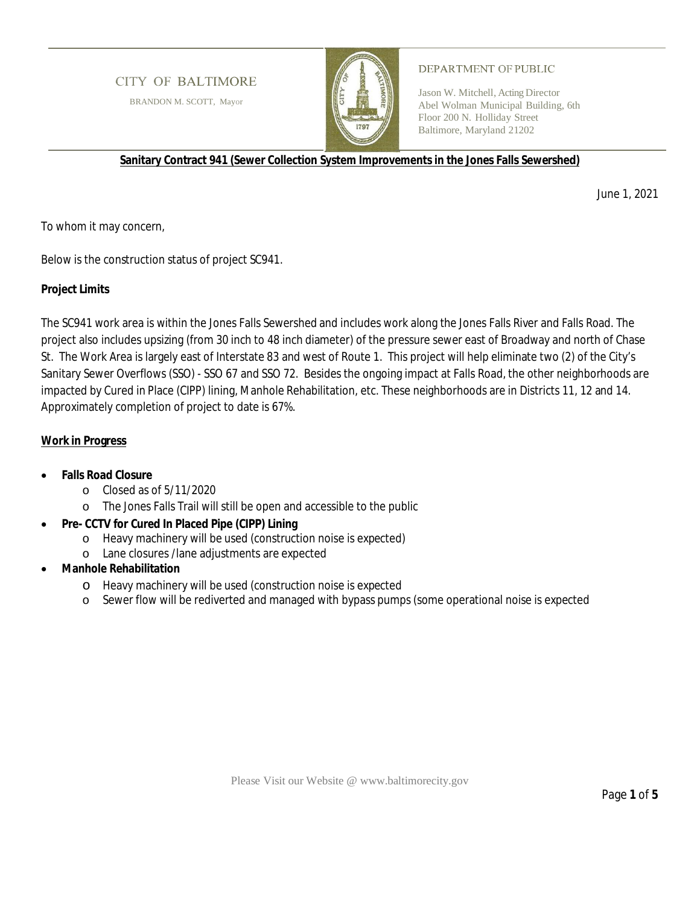CITY OF BALTIMORE

BRANDON M. SCOTT, Mayor

DEPARTMENT OF PUBLIC

Jason W. Mitchell, Acting Director
Abel Wolman Municipal Building, 6th Floor 200 N. Holliday Street
Baltimore, Maryland 21202

**Sanitary Contract 941 (Sewer Collection System Improvements in the Jones Falls Sewershed)**

June 1, 2021

To whom it may concern,

Below is the construction status of project SC941.

**Project Limits**

The SC941 work area is within the Jones Falls Sewershed and includes work along the Jones Falls River and Falls Road. The project also includes upsizing (from 30 inch to 48 inch diameter) of the pressure sewer east of Broadway and north of Chase St. The Work Area is largely east of Interstate 83 and west of Route 1. This project will help eliminate two (2) of the City's Sanitary Sewer Overflows (SSO) - SSO 67 and SSO 72. Besides the ongoing impact at Falls Road, the other neighborhoods are impacted by Cured in Place (CIPP) lining, Manhole Rehabilitation, etc. These neighborhoods are in Districts 11, 12 and 14. Approximately completion of project to date is 67%.

**Work in Progress**

- **Falls Road Closure**
  - Closed as of 5/11/2020
  - The Jones Falls Trail will still be open and accessible to the public
- **Pre- CCTV for Cured In Placed Pipe (CIPP) Lining**
  - Heavy machinery will be used (construction noise is expected)
  - Lane closures /lane adjustments are expected
- **Manhole Rehabilitation**
  - Heavy machinery will be used (construction noise is expected
  - Sewer flow will be rediverted and managed with bypass pumps (some operational noise is expected

Please Visit our Website @ www.baltimorecity.gov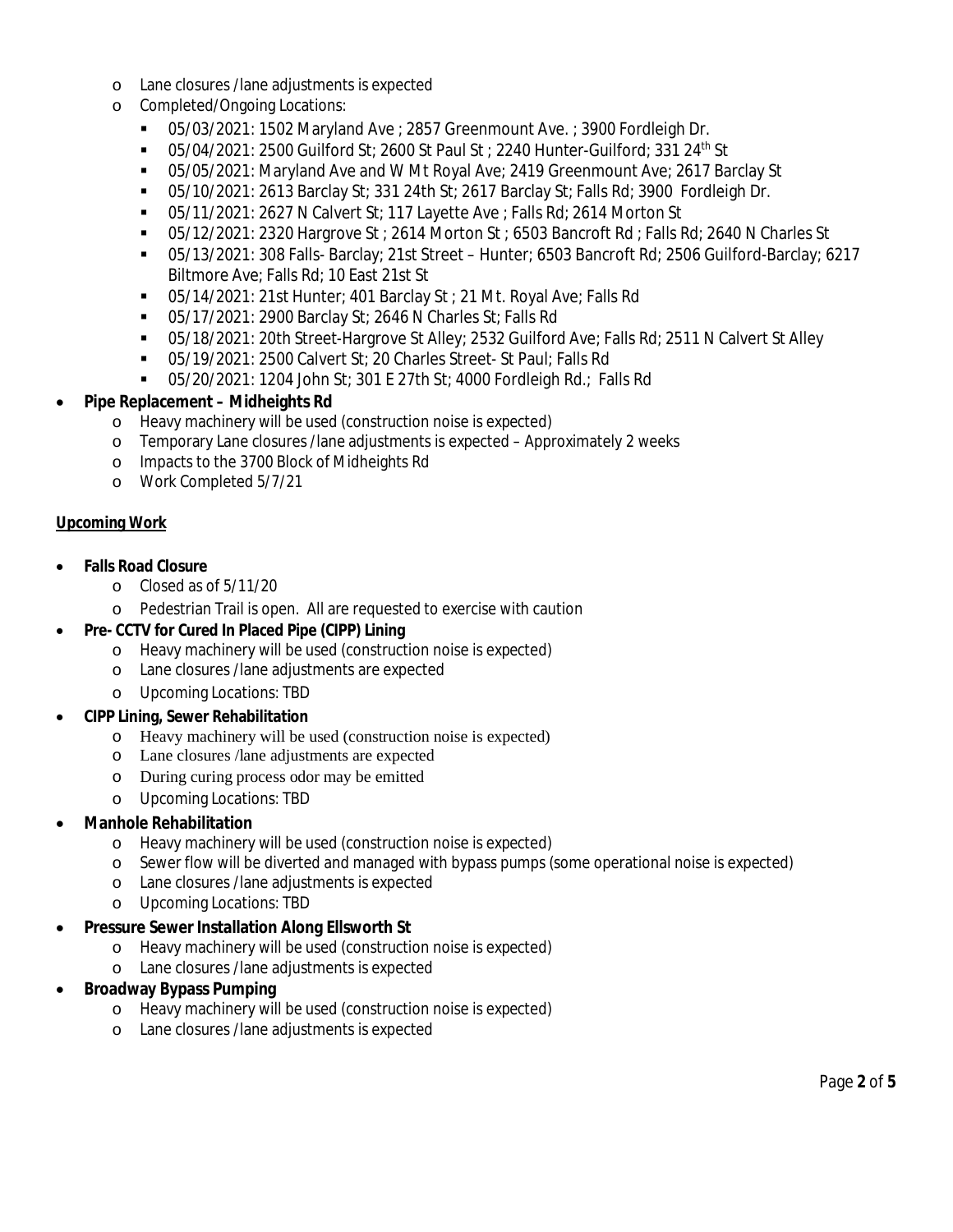- Lane closures /lane adjustments is expected
- Completed/Ongoing Locations:
  - 05/03/2021: 1502 Maryland Ave ; 2857 Greenmount Ave. ; 3900 Fordleigh Dr.
  - 05/04/2021: 2500 Guilford St; 2600 St Paul St ; 2240 Hunter-Guilford; 331 24th St
  - 05/05/2021: Maryland Ave and W Mt Royal Ave; 2419 Greenmount Ave; 2617 Barclay St
  - 05/10/2021: 2613 Barclay St; 331 24th St; 2617 Barclay St; Falls Rd; 3900 Fordleigh Dr.
  - 05/11/2021: 2627 N Calvert St; 117 Layette Ave ; Falls Rd; 2614 Morton St
  - 05/12/2021: 2320 Hargrove St ; 2614 Morton St ; 6503 Bancroft Rd ; Falls Rd; 2640 N Charles St
  - 05/13/2021: 308 Falls- Barclay; 21st Street – Hunter; 6503 Bancroft Rd; 2506 Guilford-Barclay; 6217 Biltmore Ave; Falls Rd; 10 East 21st St
  - 05/14/2021: 21st Hunter; 401 Barclay St ; 21 Mt. Royal Ave; Falls Rd
  - 05/17/2021: 2900 Barclay St; 2646 N Charles St; Falls Rd
  - 05/18/2021: 20th Street-Hargrove St Alley; 2532 Guilford Ave; Falls Rd; 2511 N Calvert St Alley
  - 05/19/2021: 2500 Calvert St; 20 Charles Street- St Paul; Falls Rd
  - 05/20/2021: 1204 John St; 301 E 27th St; 4000 Fordleigh Rd.; Falls Rd

- **Pipe Replacement – Midheights Rd**
  - Heavy machinery will be used (construction noise is expected)
  - Temporary Lane closures /lane adjustments is expected – Approximately 2 weeks
  - Impacts to the 3700 Block of Midheights Rd
  - Work Completed 5/7/21

**Upcoming Work**

- **Falls Road Closure**
  - Closed as of 5/11/20
  - Pedestrian Trail is open. All are requested to exercise with caution
- **Pre- CCTV for Cured In Placed Pipe (CIPP) Lining**
  - Heavy machinery will be used (construction noise is expected)
  - Lane closures /lane adjustments are expected
  - Upcoming Locations: TBD
- **CIPP Lining, Sewer Rehabilitation**
  - Heavy machinery will be used (construction noise is expected)
  - Lane closures /lane adjustments are expected
  - During curing process odor may be emitted
  - Upcoming Locations: TBD
- **Manhole Rehabilitation**
  - Heavy machinery will be used (construction noise is expected)
  - Sewer flow will be diverted and managed with bypass pumps (some operational noise is expected)
  - Lane closures /lane adjustments is expected
  - Upcoming Locations: TBD
- **Pressure Sewer Installation Along Ellsworth St**
  - Heavy machinery will be used (construction noise is expected)
  - Lane closures /lane adjustments is expected
- **Broadway Bypass Pumping**
  - Heavy machinery will be used (construction noise is expected)
  - Lane closures /lane adjustments is expected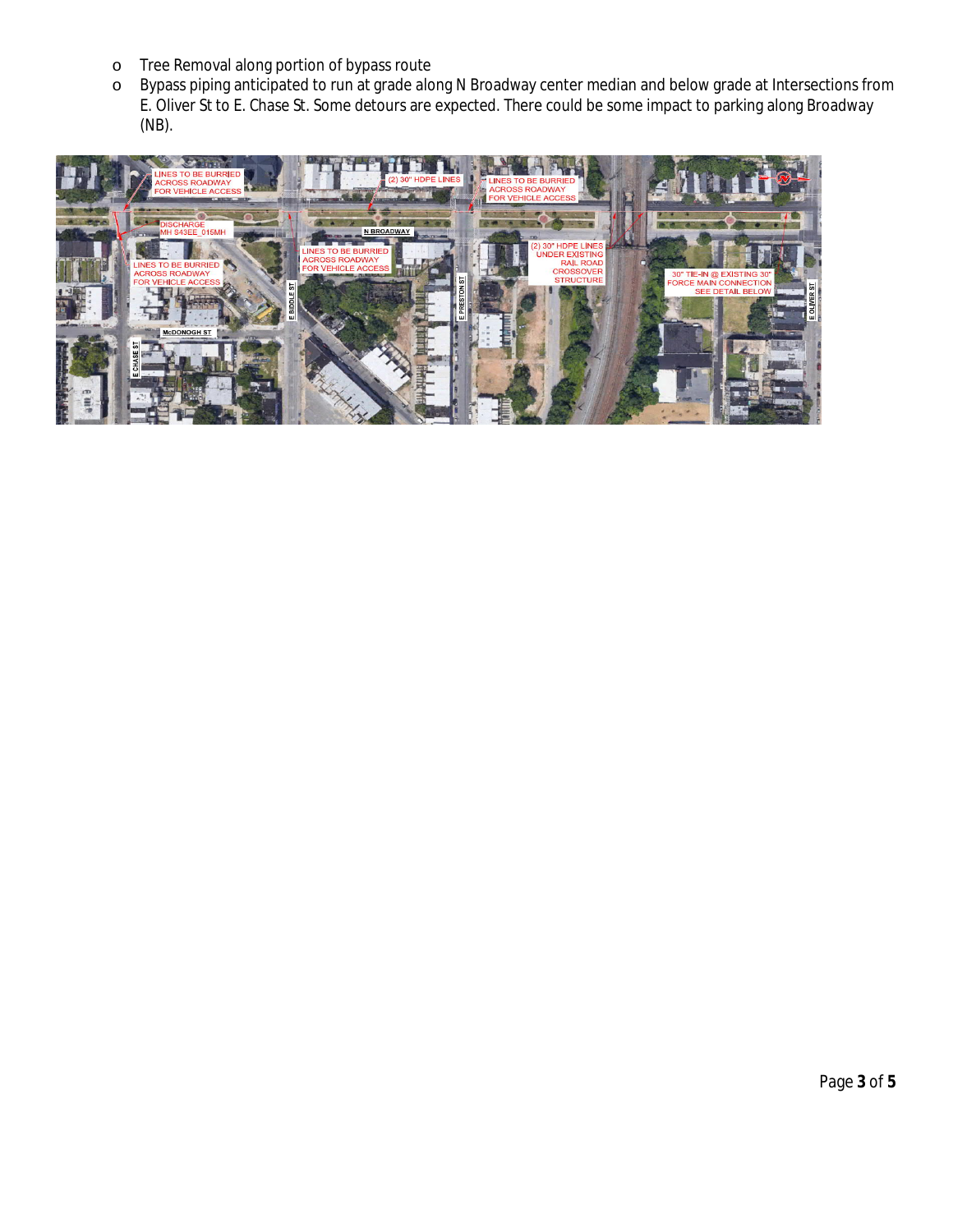- Tree Removal along portion of bypass route
- Bypass piping anticipated to run at grade along N Broadway center median and below grade at Intersections from E. Oliver St to E. Chase St. Some detours are expected. There could be some impact to parking along Broadway (NB).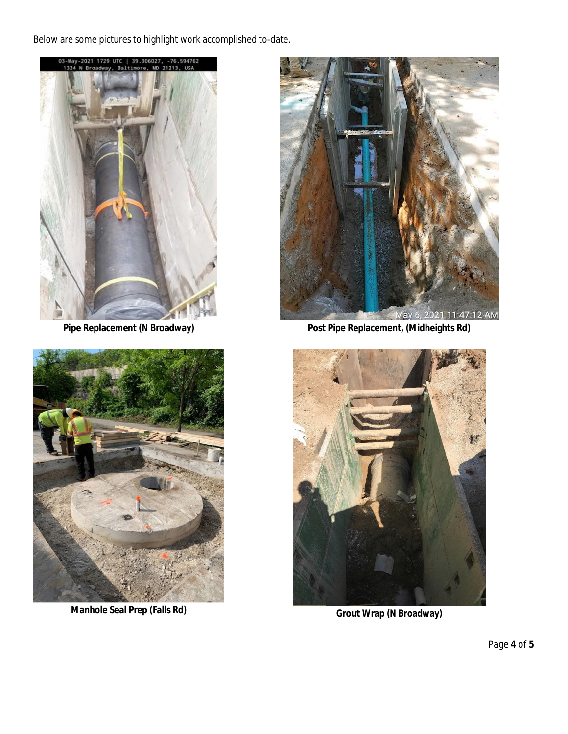Below are some pictures to highlight work accomplished to-date.

**Pipe Replacement (N Broadway)**

**Post Pipe Replacement, (Midheights Rd)**

**Manhole Seal Prep (Falls Rd)**

**Grout Wrap (N Broadway)**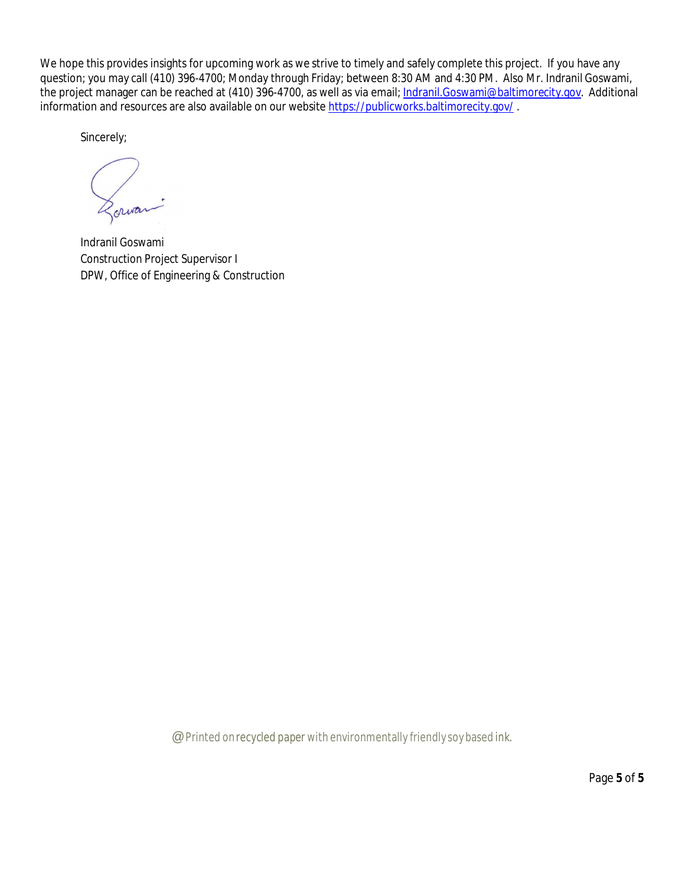We hope this provides insights for upcoming work as we strive to timely and safely complete this project. If you have any question; you may call (410) 396-4700; Monday through Friday; between 8:30 AM and 4:30 PM. Also Mr. Indranil Goswami, the project manager can be reached at (410) 396-4700, as well as via email; Indranil.Goswami@baltimorecity.gov. Additional information and resources are also available on our website https://publicworks.baltimorecity.gov/ .

Sincerely;

Indranil Goswami
Construction Project Supervisor I
DPW, Office of Engineering & Construction

@ Printed on recycled paper with environmentally friendly soy based ink.